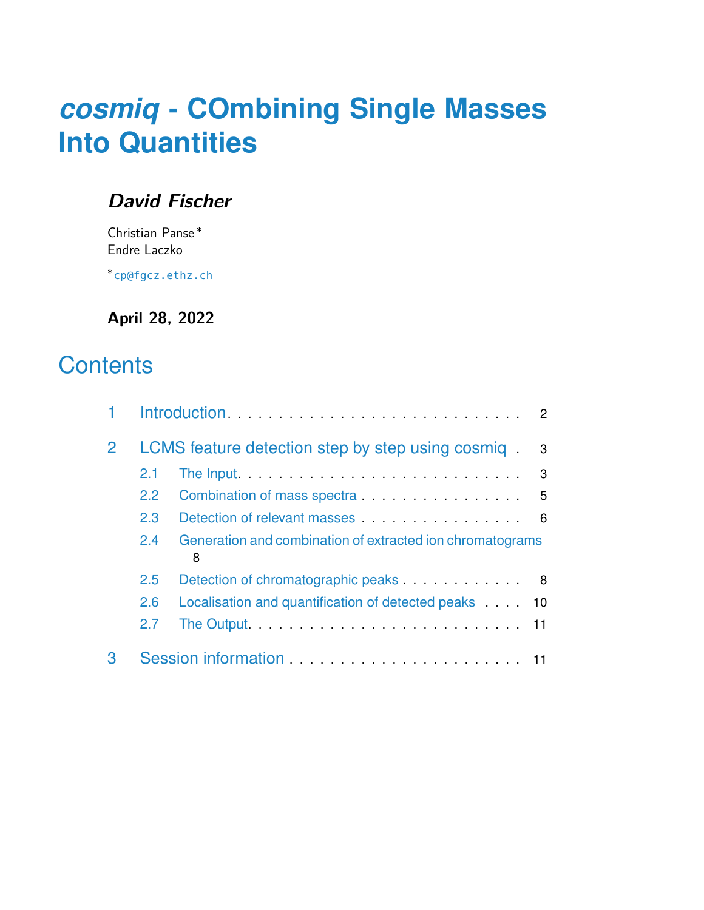# *cosmiq* - COmbining Single Masses Into Quantities

***David Fischer***

Christian Panse*
Endre Laczko

*cp@fgcz.ethz.ch

**April 28, 2022**

## Contents

1 Introduction . . . . . . . . . . . . . . . . . . . . . . . . . . . . . . 2

2 LCMS feature detection step by step using cosmiq . . . 3

- 2.1 The Input . . . . . . . . . . . . . . . . . . . . . . . . . . . . . 3
- 2.2 Combination of mass spectra . . . . . . . . . . . . . . . . . 5
- 2.3 Detection of relevant masses . . . . . . . . . . . . . . . . . 6
- 2.4 Generation and combination of extracted ion chromatograms 8
- 2.5 Detection of chromatographic peaks . . . . . . . . . . . . 8
- 2.6 Localisation and quantification of detected peaks . . . . 10
- 2.7 The Output . . . . . . . . . . . . . . . . . . . . . . . . . . . . 11

3 Session information . . . . . . . . . . . . . . . . . . . . . . . 11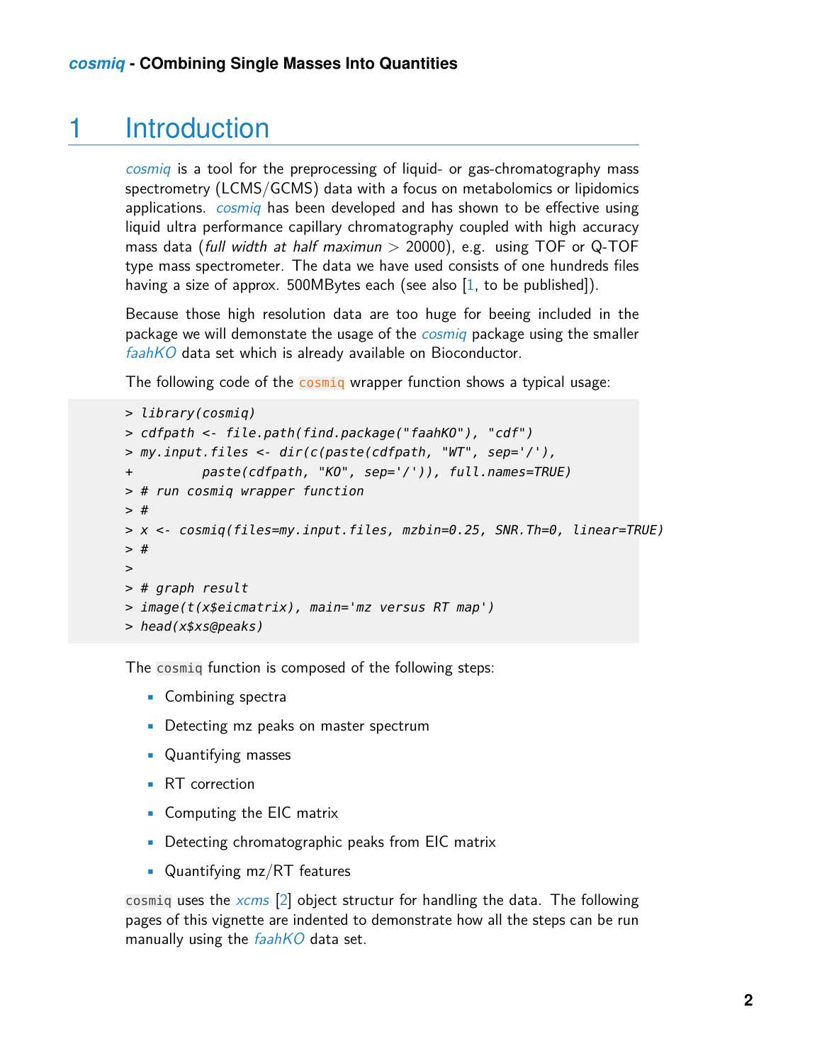# 1 Introduction

*cosmiq* is a tool for the preprocessing of liquid- or gas-chromatography mass spectrometry (LCMS/GCMS) data with a focus on metabolomics or lipidomics applications. *cosmiq* has been developed and has shown to be effective using liquid ultra performance capillary chromatography coupled with high accuracy mass data (*full width at half maximun* > 20000), e.g. using TOF or Q-TOF type mass spectrometer. The data we have used consists of one hundreds files having a size of approx. 500MBytes each (see also [1, to be published]).

Because those high resolution data are too huge for beeing included in the package we will demonstate the usage of the *cosmiq* package using the smaller *faahKO* data set which is already available on Bioconductor.

The following code of the `cosmiq` wrapper function shows a typical usage:

```
> library(cosmiq)
> cdfpath <- file.path(find.package("faahKO"), "cdf")
> my.input.files <- dir(c(paste(cdfpath, "WT", sep='/'),
+         paste(cdfpath, "KO", sep='/')), full.names=TRUE)
> # run cosmiq wrapper function
> #
> x <- cosmiq(files=my.input.files, mzbin=0.25, SNR.Th=0, linear=TRUE)
> #
>
> # graph result
> image(t(x$eicmatrix), main='mz versus RT map')
> head(x$xs@peaks)
```

The `cosmiq` function is composed of the following steps:

- Combining spectra
- Detecting mz peaks on master spectrum
- Quantifying masses
- RT correction
- Computing the EIC matrix
- Detecting chromatographic peaks from EIC matrix
- Quantifying mz/RT features

`cosmiq` uses the *xcms* [2] object structur for handling the data. The following pages of this vignette are indented to demonstrate how all the steps can be run manually using the *faahKO* data set.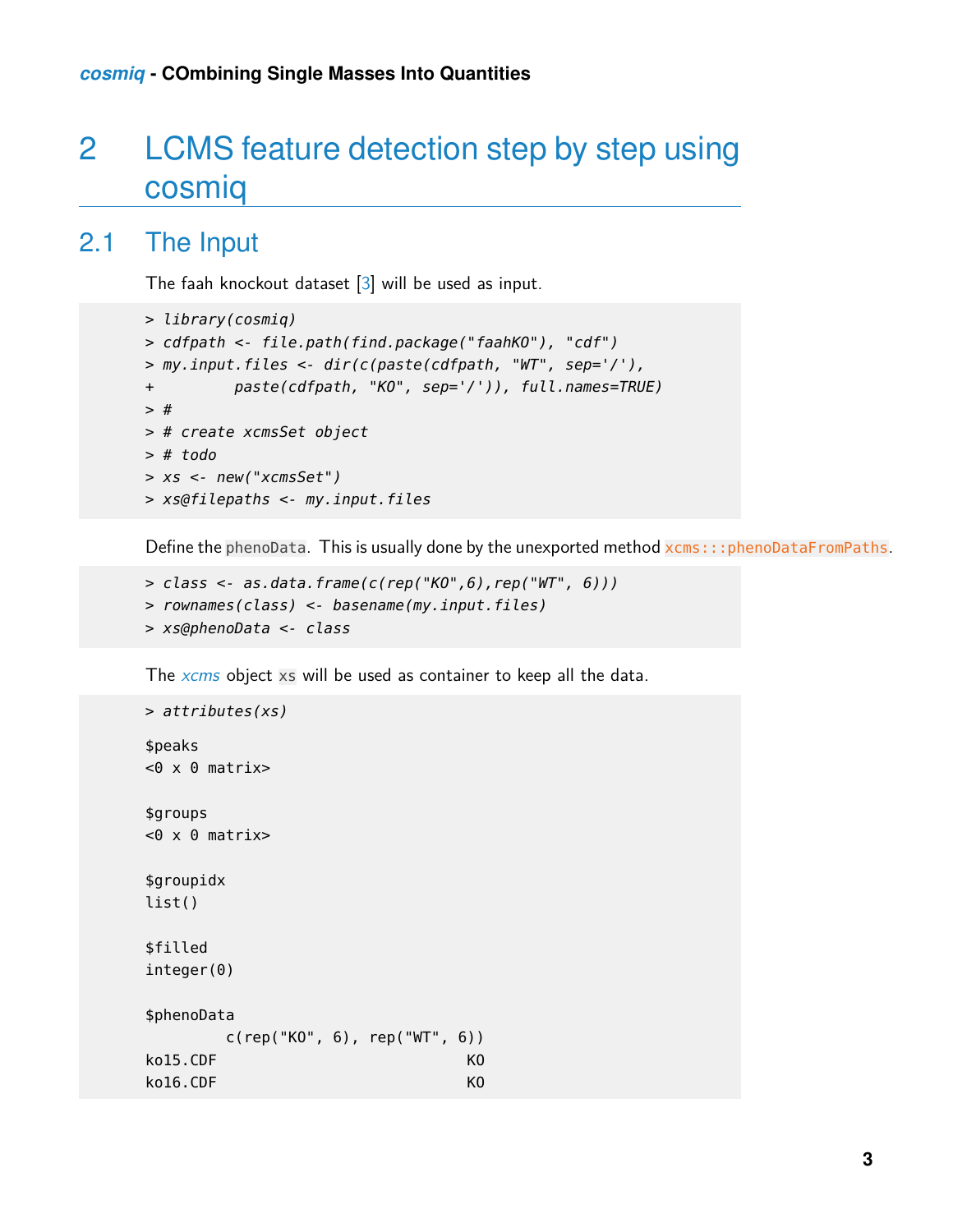# 2 LCMS feature detection step by step using cosmiq

## 2.1 The Input

The faah knockout dataset [3] will be used as input.

```
> library(cosmiq)
> cdfpath <- file.path(find.package("faahKO"), "cdf")
> my.input.files <- dir(c(paste(cdfpath, "WT", sep='/'),
+         paste(cdfpath, "KO", sep='/')), full.names=TRUE)
> #
> # create xcmsSet object
> # todo
> xs <- new("xcmsSet")
> xs@filepaths <- my.input.files
```

Define the `phenoData`. This is usually done by the unexported method `xcms:::phenoDataFromPaths`.

```
> class <- as.data.frame(c(rep("KO",6),rep("WT", 6)))
> rownames(class) <- basename(my.input.files)
> xs@phenoData <- class
```

The *xcms* object `xs` will be used as container to keep all the data.

```
> attributes(xs)

$peaks
<0 x 0 matrix>

$groups
<0 x 0 matrix>

$groupidx
list()

$filled
integer(0)

$phenoData
         c(rep("KO", 6), rep("WT", 6))
ko15.CDF                            KO
ko16.CDF                            KO
```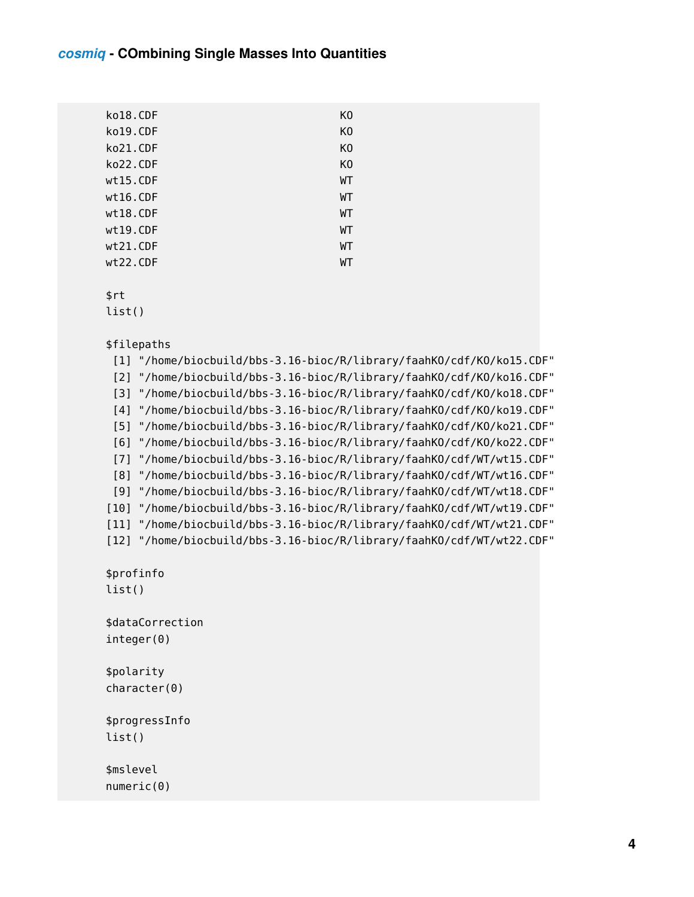```
ko18.CDF                        KO
ko19.CDF                        KO
ko21.CDF                        KO
ko22.CDF                        KO
wt15.CDF                        WT
wt16.CDF                        WT
wt18.CDF                        WT
wt19.CDF                        WT
wt21.CDF                        WT
wt22.CDF                        WT

$rt
list()

$filepaths
 [1] "/home/biocbuild/bbs-3.16-bioc/R/library/faahKO/cdf/KO/ko15.CDF"
 [2] "/home/biocbuild/bbs-3.16-bioc/R/library/faahKO/cdf/KO/ko16.CDF"
 [3] "/home/biocbuild/bbs-3.16-bioc/R/library/faahKO/cdf/KO/ko18.CDF"
 [4] "/home/biocbuild/bbs-3.16-bioc/R/library/faahKO/cdf/KO/ko19.CDF"
 [5] "/home/biocbuild/bbs-3.16-bioc/R/library/faahKO/cdf/KO/ko21.CDF"
 [6] "/home/biocbuild/bbs-3.16-bioc/R/library/faahKO/cdf/KO/ko22.CDF"
 [7] "/home/biocbuild/bbs-3.16-bioc/R/library/faahKO/cdf/WT/wt15.CDF"
 [8] "/home/biocbuild/bbs-3.16-bioc/R/library/faahKO/cdf/WT/wt16.CDF"
 [9] "/home/biocbuild/bbs-3.16-bioc/R/library/faahKO/cdf/WT/wt18.CDF"
[10] "/home/biocbuild/bbs-3.16-bioc/R/library/faahKO/cdf/WT/wt19.CDF"
[11] "/home/biocbuild/bbs-3.16-bioc/R/library/faahKO/cdf/WT/wt21.CDF"
[12] "/home/biocbuild/bbs-3.16-bioc/R/library/faahKO/cdf/WT/wt22.CDF"

$profinfo
list()

$dataCorrection
integer(0)

$polarity
character(0)

$progressInfo
list()

$mslevel
numeric(0)
```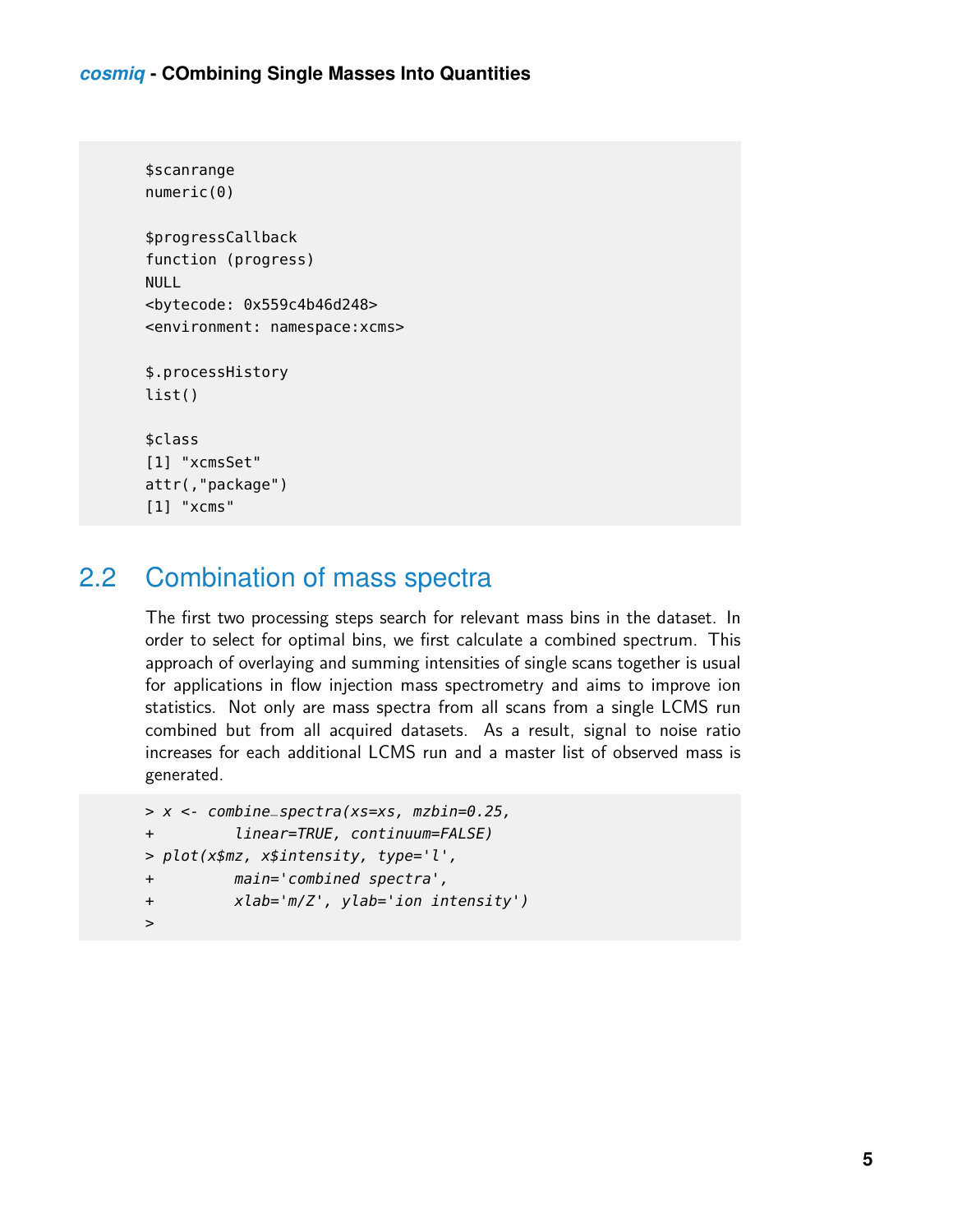```
$scanrange
numeric(0)

$progressCallback
function (progress)
NULL
<bytecode: 0x559c4b46d248>
<environment: namespace:xcms>

$.processHistory
list()

$class
[1] "xcmsSet"
attr(,"package")
[1] "xcms"
```

## 2.2 Combination of mass spectra

The first two processing steps search for relevant mass bins in the dataset. In order to select for optimal bins, we first calculate a combined spectrum. This approach of overlaying and summing intensities of single scans together is usual for applications in flow injection mass spectrometry and aims to improve ion statistics. Not only are mass spectra from all scans from a single LCMS run combined but from all acquired datasets. As a result, signal to noise ratio increases for each additional LCMS run and a master list of observed mass is generated.

```
> x <- combine_spectra(xs=xs, mzbin=0.25,
+         linear=TRUE, continuum=FALSE)
> plot(x$mz, x$intensity, type='l',
+         main='combined spectra',
+         xlab='m/Z', ylab='ion intensity')
>
```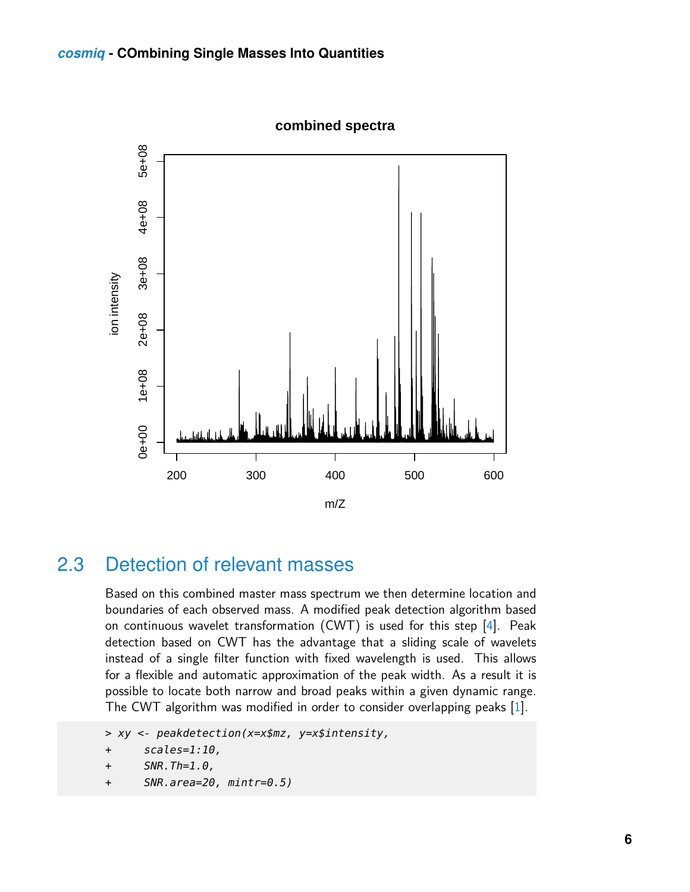## 2.3 Detection of relevant masses

Based on this combined master mass spectrum we then determine location and boundaries of each observed mass. A modified peak detection algorithm based on continuous wavelet transformation (CWT) is used for this step [4]. Peak detection based on CWT has the advantage that a sliding scale of wavelets instead of a single filter function with fixed wavelength is used. This allows for a flexible and automatic approximation of the peak width. As a result it is possible to locate both narrow and broad peaks within a given dynamic range. The CWT algorithm was modified in order to consider overlapping peaks [1].

```
> xy <- peakdetection(x=x$mz, y=x$intensity,
+     scales=1:10,
+     SNR.Th=1.0,
+     SNR.area=20, mintr=0.5)
```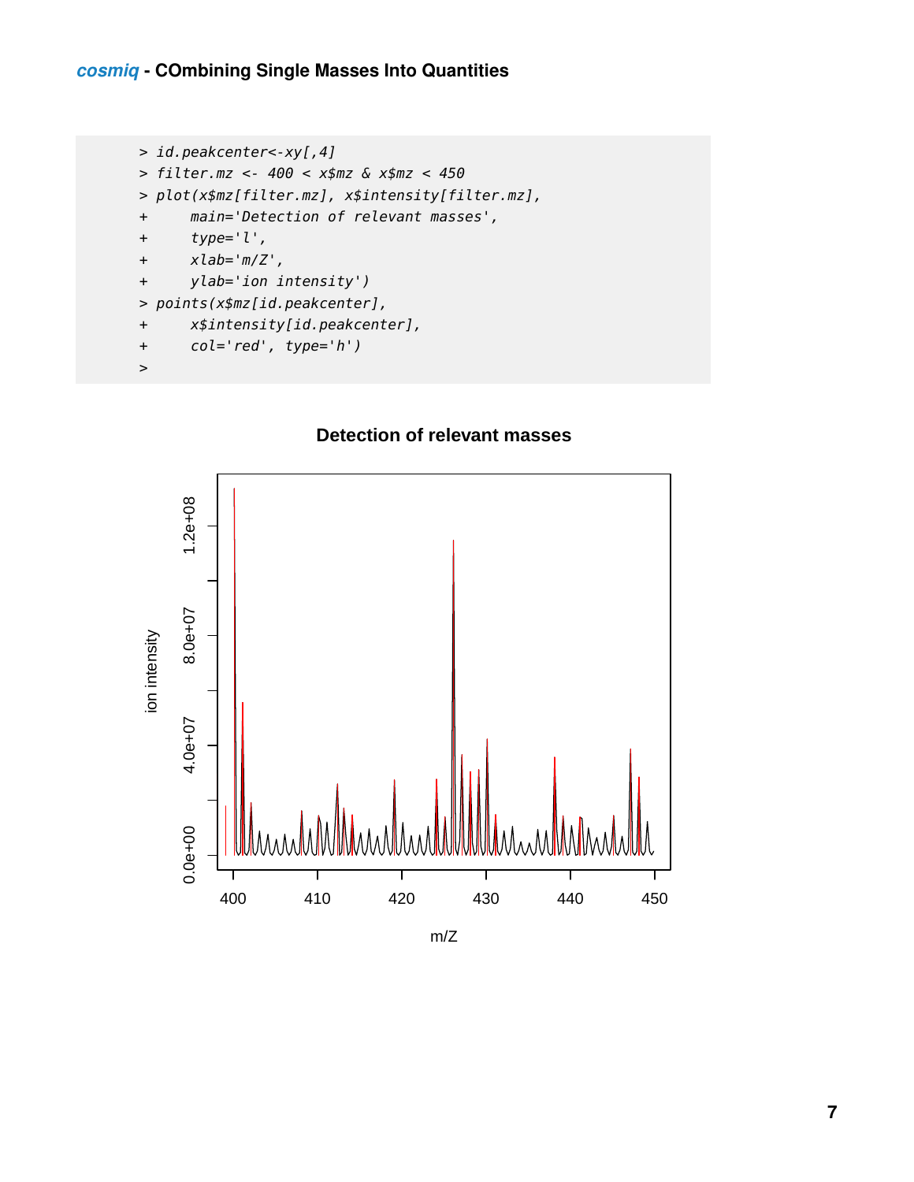```
> id.peakcenter<-xy[,4]
> filter.mz <- 400 < x$mz & x$mz < 450
> plot(x$mz[filter.mz], x$intensity[filter.mz],
+      main='Detection of relevant masses',
+      type='l',
+      xlab='m/Z',
+      ylab='ion intensity')
> points(x$mz[id.peakcenter],
+      x$intensity[id.peakcenter],
+      col='red', type='h')
>
```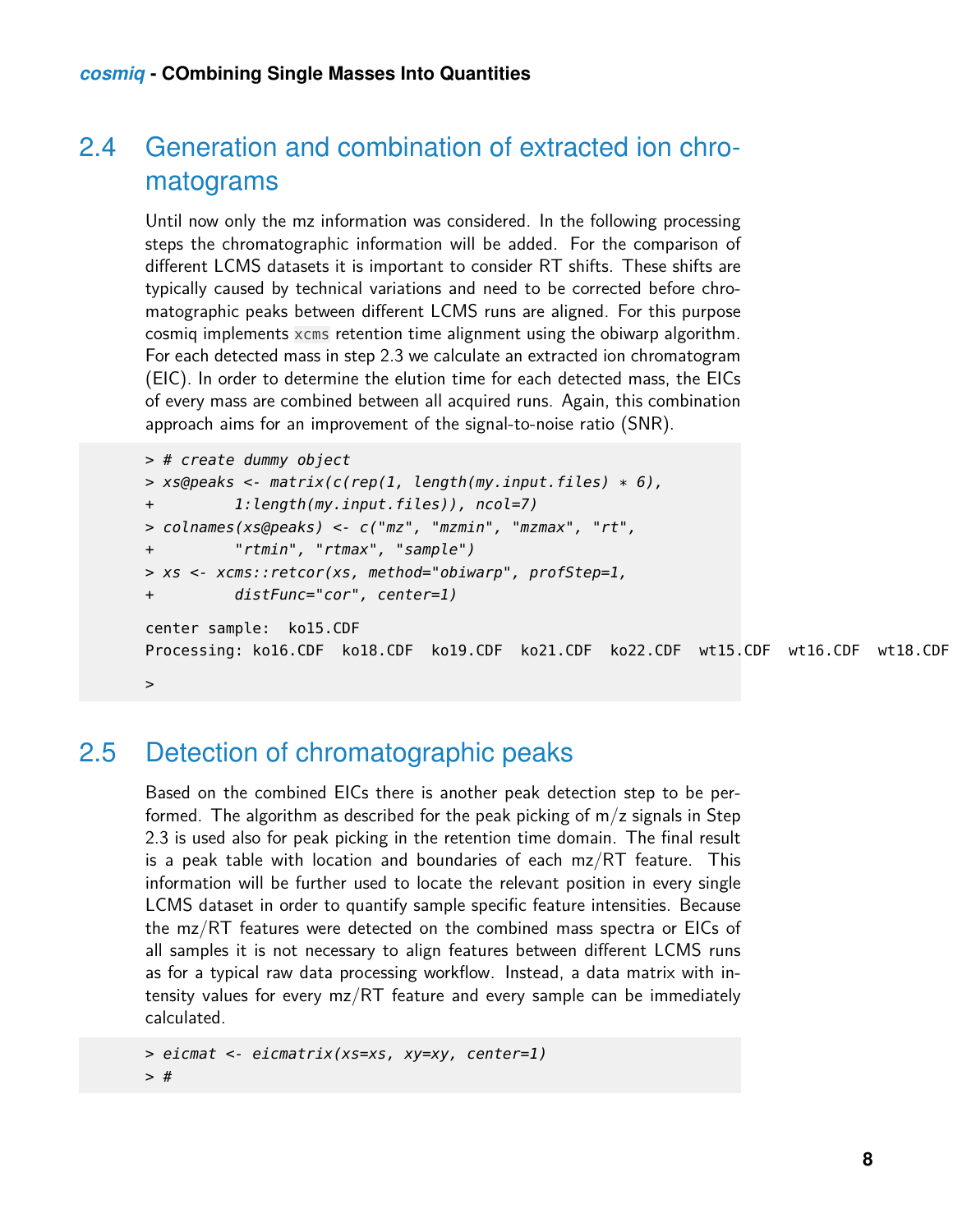## 2.4 Generation and combination of extracted ion chromatograms

Until now only the mz information was considered. In the following processing steps the chromatographic information will be added. For the comparison of different LCMS datasets it is important to consider RT shifts. These shifts are typically caused by technical variations and need to be corrected before chromatographic peaks between different LCMS runs are aligned. For this purpose cosmiq implements `xcms` retention time alignment using the obiwarp algorithm. For each detected mass in step 2.3 we calculate an extracted ion chromatogram (EIC). In order to determine the elution time for each detected mass, the EICs of every mass are combined between all acquired runs. Again, this combination approach aims for an improvement of the signal-to-noise ratio (SNR).

```
> # create dummy object
> xs@peaks <- matrix(c(rep(1, length(my.input.files) * 6),
+         1:length(my.input.files)), ncol=7)
> colnames(xs@peaks) <- c("mz", "mzmin", "mzmax", "rt",
+         "rtmin", "rtmax", "sample")
> xs <- xcms::retcor(xs, method="obiwarp", profStep=1,
+         distFunc="cor", center=1)

center sample:  ko15.CDF
Processing: ko16.CDF  ko18.CDF  ko19.CDF  ko21.CDF  ko22.CDF  wt15.CDF  wt16.CDF  wt18.CDF

>
```

## 2.5 Detection of chromatographic peaks

Based on the combined EICs there is another peak detection step to be performed. The algorithm as described for the peak picking of m/z signals in Step 2.3 is used also for peak picking in the retention time domain. The final result is a peak table with location and boundaries of each mz/RT feature. This information will be further used to locate the relevant position in every single LCMS dataset in order to quantify sample specific feature intensities. Because the mz/RT features were detected on the combined mass spectra or EICs of all samples it is not necessary to align features between different LCMS runs as for a typical raw data processing workflow. Instead, a data matrix with intensity values for every mz/RT feature and every sample can be immediately calculated.

```
> eicmat <- eicmatrix(xs=xs, xy=xy, center=1)
> #
```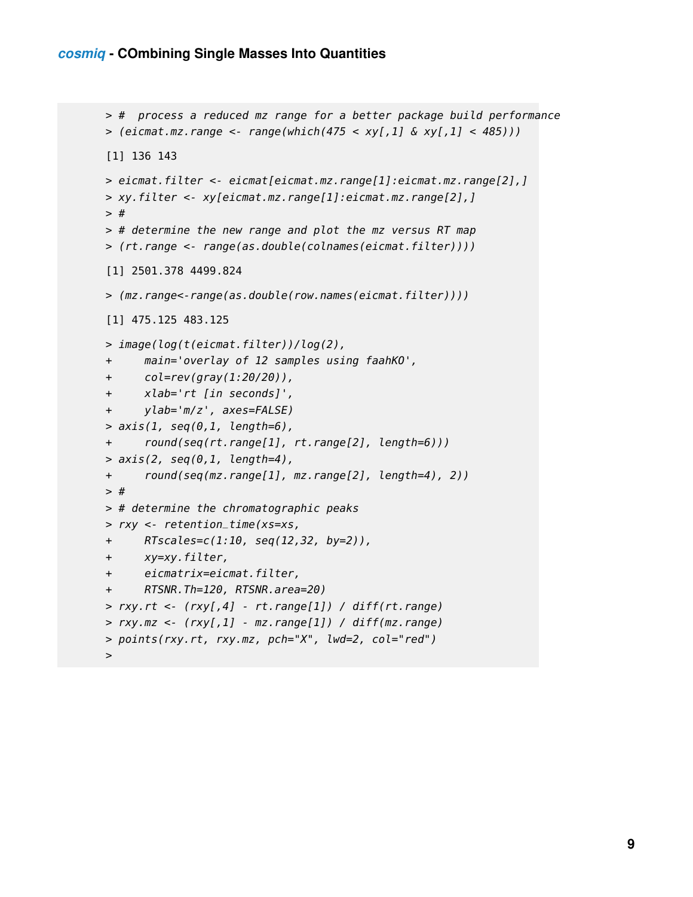```
> #  process a reduced mz range for a better package build performance
> (eicmat.mz.range <- range(which(475 < xy[,1] & xy[,1] < 485)))

[1] 136 143

> eicmat.filter <- eicmat[eicmat.mz.range[1]:eicmat.mz.range[2],]
> xy.filter <- xy[eicmat.mz.range[1]:eicmat.mz.range[2],]
> #
> # determine the new range and plot the mz versus RT map
> (rt.range <- range(as.double(colnames(eicmat.filter))))

[1] 2501.378 4499.824

> (mz.range<-range(as.double(row.names(eicmat.filter))))

[1] 475.125 483.125

> image(log(t(eicmat.filter))/log(2),
+     main='overlay of 12 samples using faahKO',
+     col=rev(gray(1:20/20)),
+     xlab='rt [in seconds]',
+     ylab='m/z', axes=FALSE)
> axis(1, seq(0,1, length=6),
+     round(seq(rt.range[1], rt.range[2], length=6)))
> axis(2, seq(0,1, length=4),
+     round(seq(mz.range[1], mz.range[2], length=4), 2))
> #
> # determine the chromatographic peaks
> rxy <- retention_time(xs=xs,
+     RTscales=c(1:10, seq(12,32, by=2)),
+     xy=xy.filter,
+     eicmatrix=eicmat.filter,
+     RTSNR.Th=120, RTSNR.area=20)
> rxy.rt <- (rxy[,4] - rt.range[1]) / diff(rt.range)
> rxy.mz <- (rxy[,1] - mz.range[1]) / diff(mz.range)
> points(rxy.rt, rxy.mz, pch="X", lwd=2, col="red")
>
```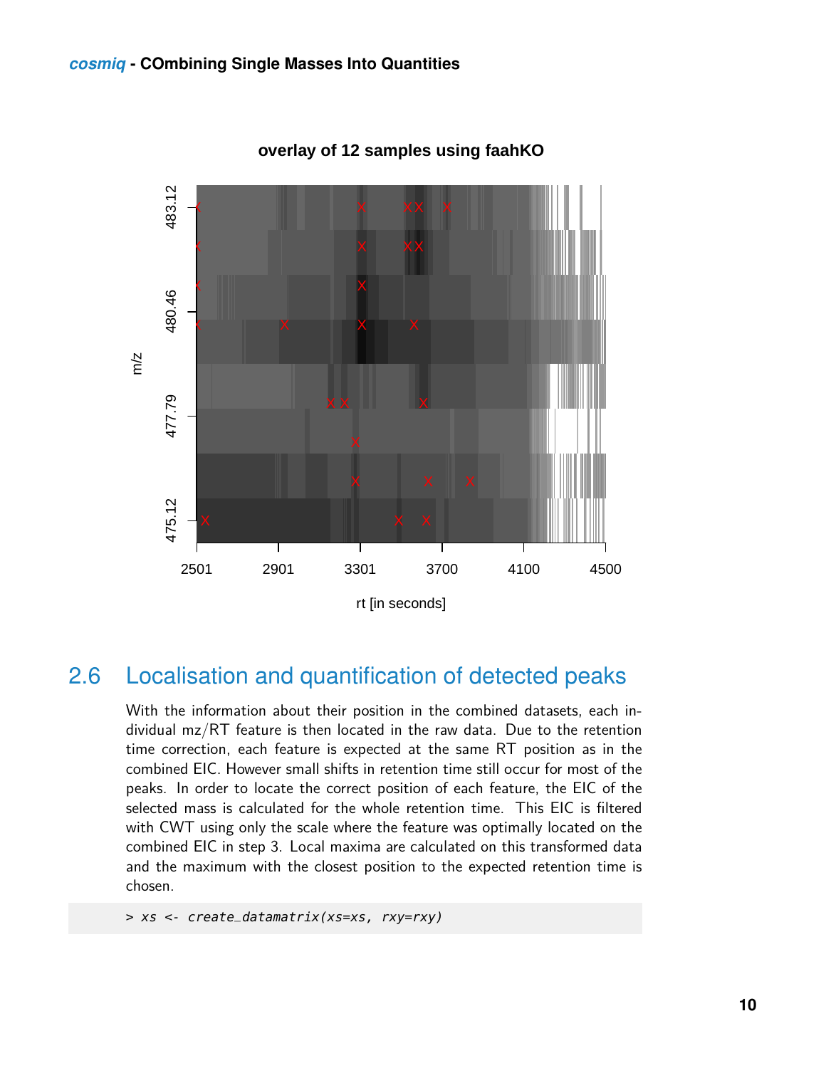## 2.6 Localisation and quantification of detected peaks

With the information about their position in the combined datasets, each individual mz/RT feature is then located in the raw data. Due to the retention time correction, each feature is expected at the same RT position as in the combined EIC. However small shifts in retention time still occur for most of the peaks. In order to locate the correct position of each feature, the EIC of the selected mass is calculated for the whole retention time. This EIC is filtered with CWT using only the scale where the feature was optimally located on the combined EIC in step 3. Local maxima are calculated on this transformed data and the maximum with the closest position to the expected retention time is chosen.

```
> xs <- create_datamatrix(xs=xs, rxy=rxy)
```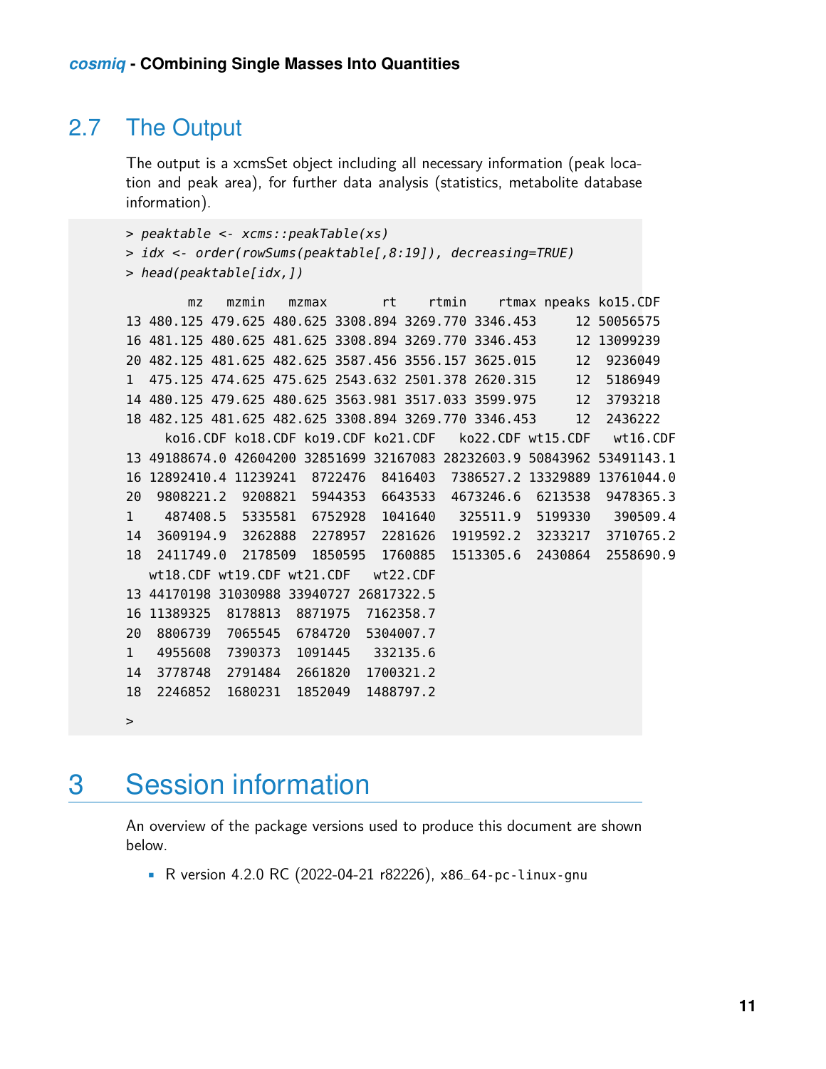## 2.7 The Output

The output is a xcmsSet object including all necessary information (peak location and peak area), for further data analysis (statistics, metabolite database information).

```
> peaktable <- xcms::peakTable(xs)
> idx <- order(rowSums(peaktable[,8:19]), decreasing=TRUE)
> head(peaktable[idx,])

        mz   mzmin   mzmax       rt    rtmin    rtmax npeaks ko15.CDF
13 480.125 479.625 480.625 3308.894 3269.770 3346.453     12 50056575
16 481.125 480.625 481.625 3308.894 3269.770 3346.453     12 13099239
20 482.125 481.625 482.625 3587.456 3556.157 3625.015     12  9236049
1  475.125 474.625 475.625 2543.632 2501.378 2620.315     12  5186949
14 480.125 479.625 480.625 3563.981 3517.033 3599.975     12  3793218
18 482.125 481.625 482.625 3308.894 3269.770 3346.453     12  2436222
     ko16.CDF ko18.CDF ko19.CDF ko21.CDF   ko22.CDF wt15.CDF   wt16.CDF
13 49188674.0 42604200 32851699 32167083 28232603.9 50843962 53491143.1
16 12892410.4 11239241  8722476  8416403  7386527.2 13329889 13761044.0
20  9808221.2  9208821  5944353  6643533  4673246.6  6213538  9478365.3
1    487408.5  5335581  6752928  1041640   325511.9  5199330   390509.4
14  3609194.9  3262888  2278957  2281626  1919592.2  3233217  3710765.2
18  2411749.0  2178509  1850595  1760885  1513305.6  2430864  2558690.9
   wt18.CDF wt19.CDF wt21.CDF   wt22.CDF
13 44170198 31030988 33940727 26817322.5
16 11389325  8178813  8871975  7162358.7
20  8806739  7065545  6784720  5304007.7
1   4955608  7390373  1091445   332135.6
14  3778748  2791484  2661820  1700321.2
18  2246852  1680231  1852049  1488797.2

>
```

# 3 Session information

An overview of the package versions used to produce this document are shown below.

- R version 4.2.0 RC (2022-04-21 r82226), x86_64-pc-linux-gnu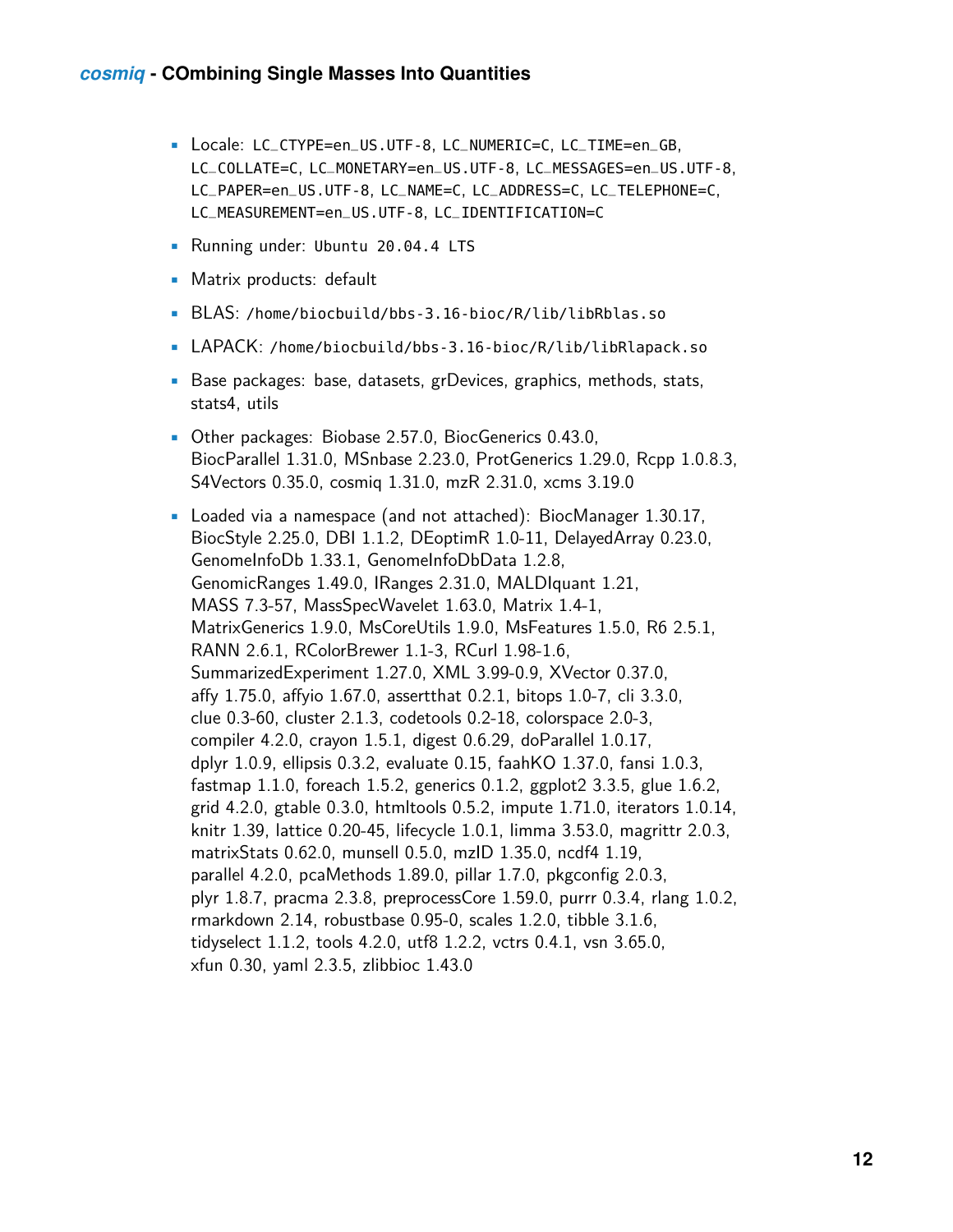- Locale: `LC_CTYPE=en_US.UTF-8`, `LC_NUMERIC=C`, `LC_TIME=en_GB`, `LC_COLLATE=C`, `LC_MONETARY=en_US.UTF-8`, `LC_MESSAGES=en_US.UTF-8`, `LC_PAPER=en_US.UTF-8`, `LC_NAME=C`, `LC_ADDRESS=C`, `LC_TELEPHONE=C`, `LC_MEASUREMENT=en_US.UTF-8`, `LC_IDENTIFICATION=C`
- Running under: `Ubuntu 20.04.4 LTS`
- Matrix products: default
- BLAS: `/home/biocbuild/bbs-3.16-bioc/R/lib/libRblas.so`
- LAPACK: `/home/biocbuild/bbs-3.16-bioc/R/lib/libRlapack.so`
- Base packages: base, datasets, grDevices, graphics, methods, stats, stats4, utils
- Other packages: Biobase 2.57.0, BiocGenerics 0.43.0, BiocParallel 1.31.0, MSnbase 2.23.0, ProtGenerics 1.29.0, Rcpp 1.0.8.3, S4Vectors 0.35.0, cosmiq 1.31.0, mzR 2.31.0, xcms 3.19.0
- Loaded via a namespace (and not attached): BiocManager 1.30.17, BiocStyle 2.25.0, DBI 1.1.2, DEoptimR 1.0-11, DelayedArray 0.23.0, GenomeInfoDb 1.33.1, GenomeInfoDbData 1.2.8, GenomicRanges 1.49.0, IRanges 2.31.0, MALDIquant 1.21, MASS 7.3-57, MassSpecWavelet 1.63.0, Matrix 1.4-1, MatrixGenerics 1.9.0, MsCoreUtils 1.9.0, MsFeatures 1.5.0, R6 2.5.1, RANN 2.6.1, RColorBrewer 1.1-3, RCurl 1.98-1.6, SummarizedExperiment 1.27.0, XML 3.99-0.9, XVector 0.37.0, affy 1.75.0, affyio 1.67.0, assertthat 0.2.1, bitops 1.0-7, cli 3.3.0, clue 0.3-60, cluster 2.1.3, codetools 0.2-18, colorspace 2.0-3, compiler 4.2.0, crayon 1.5.1, digest 0.6.29, doParallel 1.0.17, dplyr 1.0.9, ellipsis 0.3.2, evaluate 0.15, faahKO 1.37.0, fansi 1.0.3, fastmap 1.1.0, foreach 1.5.2, generics 0.1.2, ggplot2 3.3.5, glue 1.6.2, grid 4.2.0, gtable 0.3.0, htmltools 0.5.2, impute 1.71.0, iterators 1.0.14, knitr 1.39, lattice 0.20-45, lifecycle 1.0.1, limma 3.53.0, magrittr 2.0.3, matrixStats 0.62.0, munsell 0.5.0, mzID 1.35.0, ncdf4 1.19, parallel 4.2.0, pcaMethods 1.89.0, pillar 1.7.0, pkgconfig 2.0.3, plyr 1.8.7, pracma 2.3.8, preprocessCore 1.59.0, purrr 0.3.4, rlang 1.0.2, rmarkdown 2.14, robustbase 0.95-0, scales 1.2.0, tibble 3.1.6, tidyselect 1.1.2, tools 4.2.0, utf8 1.2.2, vctrs 0.4.1, vsn 3.65.0, xfun 0.30, yaml 2.3.5, zlibbioc 1.43.0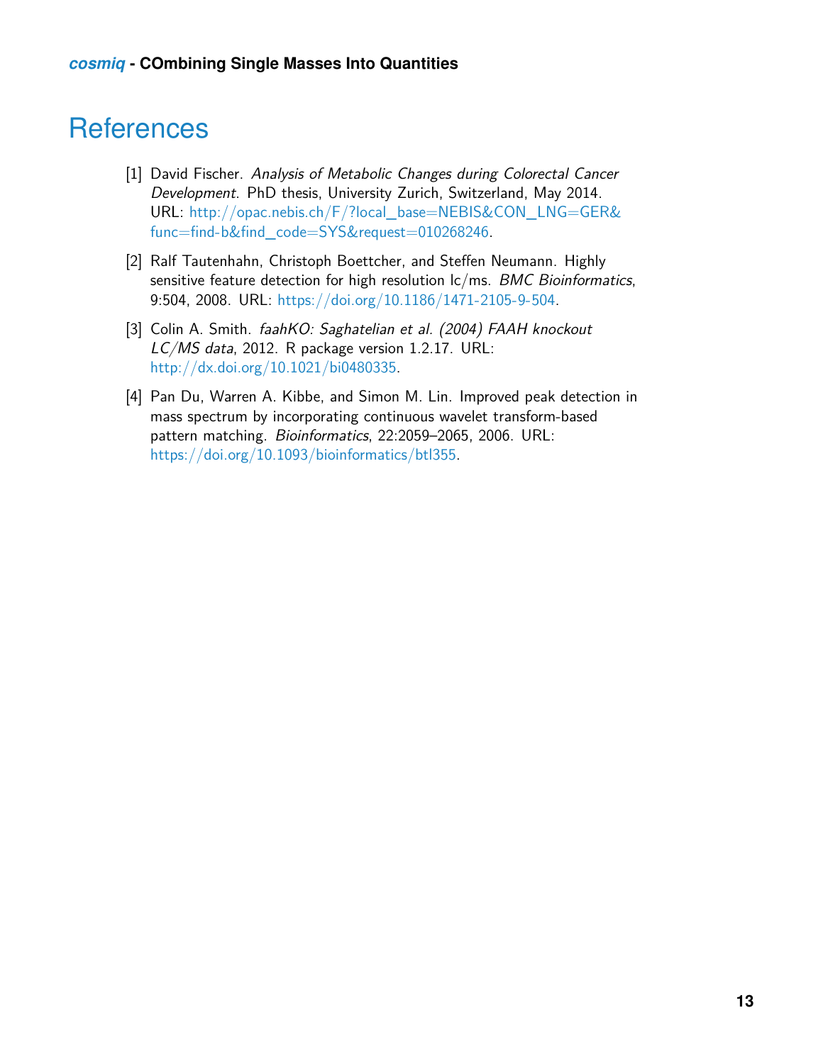# References

[1] David Fischer. *Analysis of Metabolic Changes during Colorectal Cancer Development*. PhD thesis, University Zurich, Switzerland, May 2014. URL: http://opac.nebis.ch/F/?local_base=NEBIS&CON_LNG=GER&func=find-b&find_code=SYS&request=010268246.

[2] Ralf Tautenhahn, Christoph Boettcher, and Steffen Neumann. Highly sensitive feature detection for high resolution lc/ms. *BMC Bioinformatics*, 9:504, 2008. URL: https://doi.org/10.1186/1471-2105-9-504.

[3] Colin A. Smith. *faahKO: Saghatelian et al. (2004) FAAH knockout LC/MS data*, 2012. R package version 1.2.17. URL: http://dx.doi.org/10.1021/bi0480335.

[4] Pan Du, Warren A. Kibbe, and Simon M. Lin. Improved peak detection in mass spectrum by incorporating continuous wavelet transform-based pattern matching. *Bioinformatics*, 22:2059–2065, 2006. URL: https://doi.org/10.1093/bioinformatics/btl355.